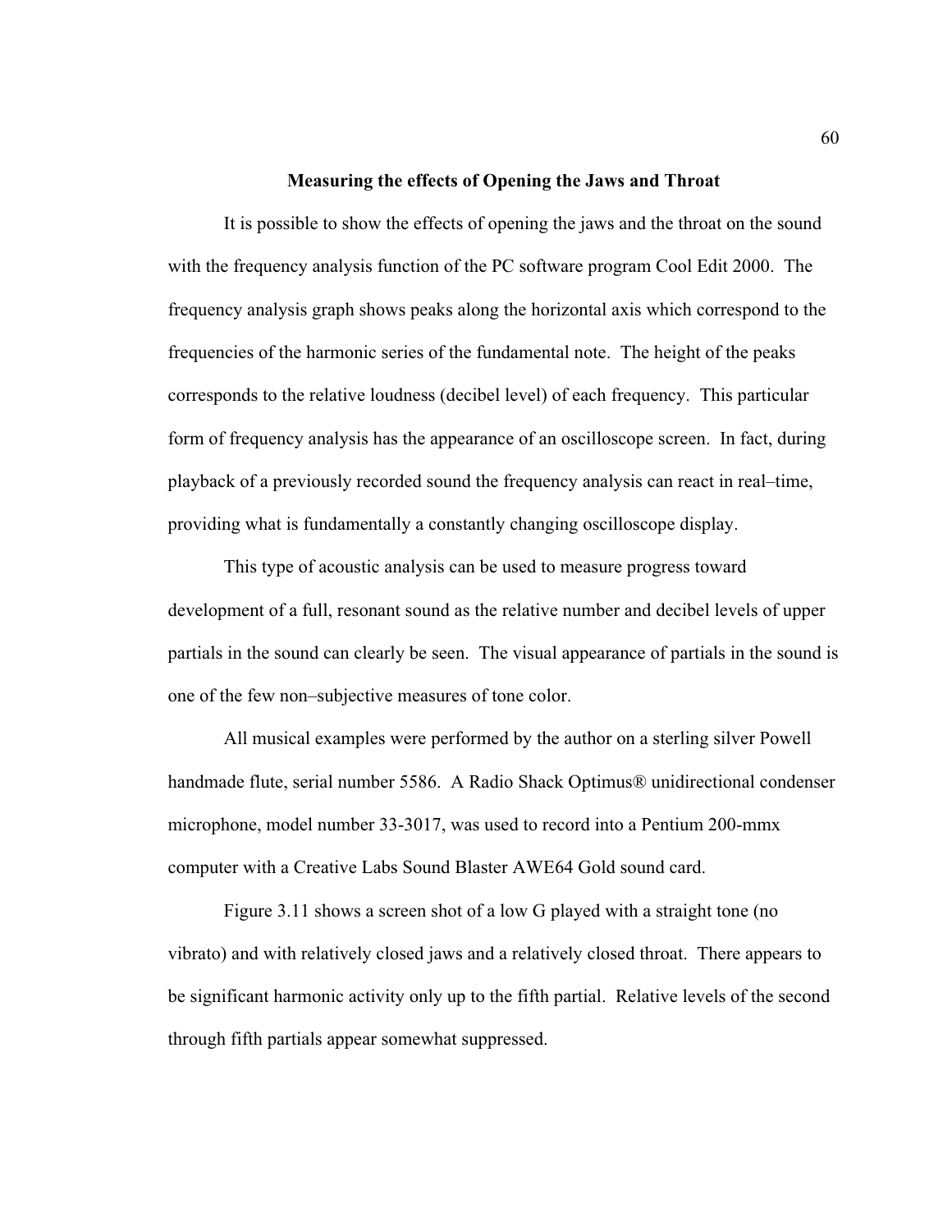## Measuring the effects of Opening the Jaws and Throat

It is possible to show the effects of opening the jaws and the throat on the sound with the frequency analysis function of the PC software program Cool Edit 2000. The frequency analysis graph shows peaks along the horizontal axis which correspond to the frequencies of the harmonic series of the fundamental note. The height of the peaks corresponds to the relative loudness (decibel level) of each frequency. This particular form of frequency analysis has the appearance of an oscilloscope screen. In fact, during playback of a previously recorded sound the frequency analysis can react in real–time, providing what is fundamentally a constantly changing oscilloscope display.

This type of acoustic analysis can be used to measure progress toward development of a full, resonant sound as the relative number and decibel levels of upper partials in the sound can clearly be seen. The visual appearance of partials in the sound is one of the few non–subjective measures of tone color.

All musical examples were performed by the author on a sterling silver Powell handmade flute, serial number 5586. A Radio Shack Optimus® unidirectional condenser microphone, model number 33-3017, was used to record into a Pentium 200-mmx computer with a Creative Labs Sound Blaster AWE64 Gold sound card.

Figure 3.11 shows a screen shot of a low G played with a straight tone (no vibrato) and with relatively closed jaws and a relatively closed throat. There appears to be significant harmonic activity only up to the fifth partial. Relative levels of the second through fifth partials appear somewhat suppressed.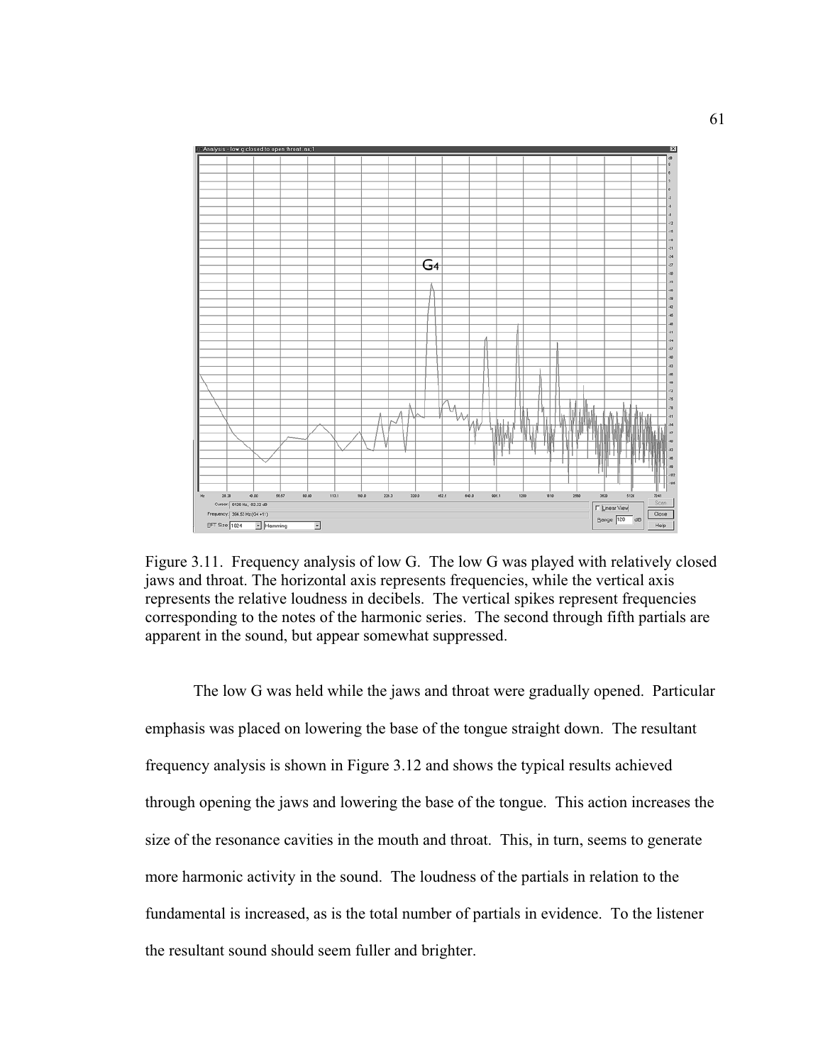Figure 3.11. Frequency analysis of low G. The low G was played with relatively closed jaws and throat. The horizontal axis represents frequencies, while the vertical axis represents the relative loudness in decibels. The vertical spikes represent frequencies corresponding to the notes of the harmonic series. The second through fifth partials are apparent in the sound, but appear somewhat suppressed.

The low G was held while the jaws and throat were gradually opened. Particular emphasis was placed on lowering the base of the tongue straight down. The resultant frequency analysis is shown in Figure 3.12 and shows the typical results achieved through opening the jaws and lowering the base of the tongue. This action increases the size of the resonance cavities in the mouth and throat. This, in turn, seems to generate more harmonic activity in the sound. The loudness of the partials in relation to the fundamental is increased, as is the total number of partials in evidence. To the listener the resultant sound should seem fuller and brighter.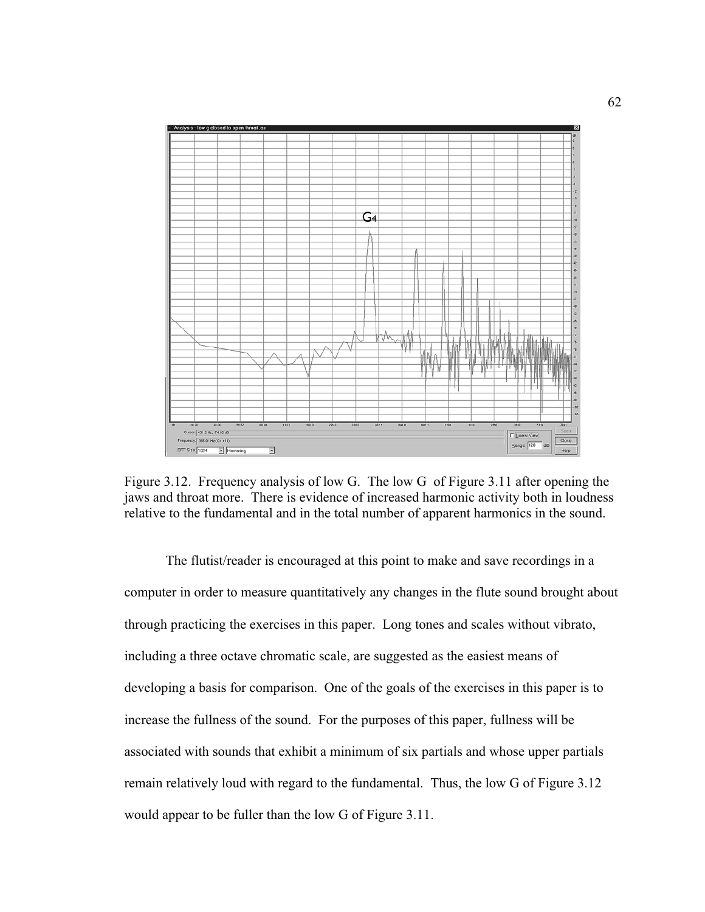Analysis - low g closed to open throat.as

G4

Hz 28.28 40.00 56.57 80.00 113.1 160.0 226.3 320.0 452.5 640.0 905.1 1280 1810 2560 3620 5120 7241

Cursor: 431.2 Hz, -74.02 dB

Frequency: 395.01 Hz (G4 +13)

FFT Size 1024 Hamming

Linear View

Range 120 dB

Scan

Close

Help

Figure 3.12. Frequency analysis of low G. The low G of Figure 3.11 after opening the jaws and throat more. There is evidence of increased harmonic activity both in loudness relative to the fundamental and in the total number of apparent harmonics in the sound.

The flutist/reader is encouraged at this point to make and save recordings in a computer in order to measure quantitatively any changes in the flute sound brought about through practicing the exercises in this paper. Long tones and scales without vibrato, including a three octave chromatic scale, are suggested as the easiest means of developing a basis for comparison. One of the goals of the exercises in this paper is to increase the fullness of the sound. For the purposes of this paper, fullness will be associated with sounds that exhibit a minimum of six partials and whose upper partials remain relatively loud with regard to the fundamental. Thus, the low G of Figure 3.12 would appear to be fuller than the low G of Figure 3.11.